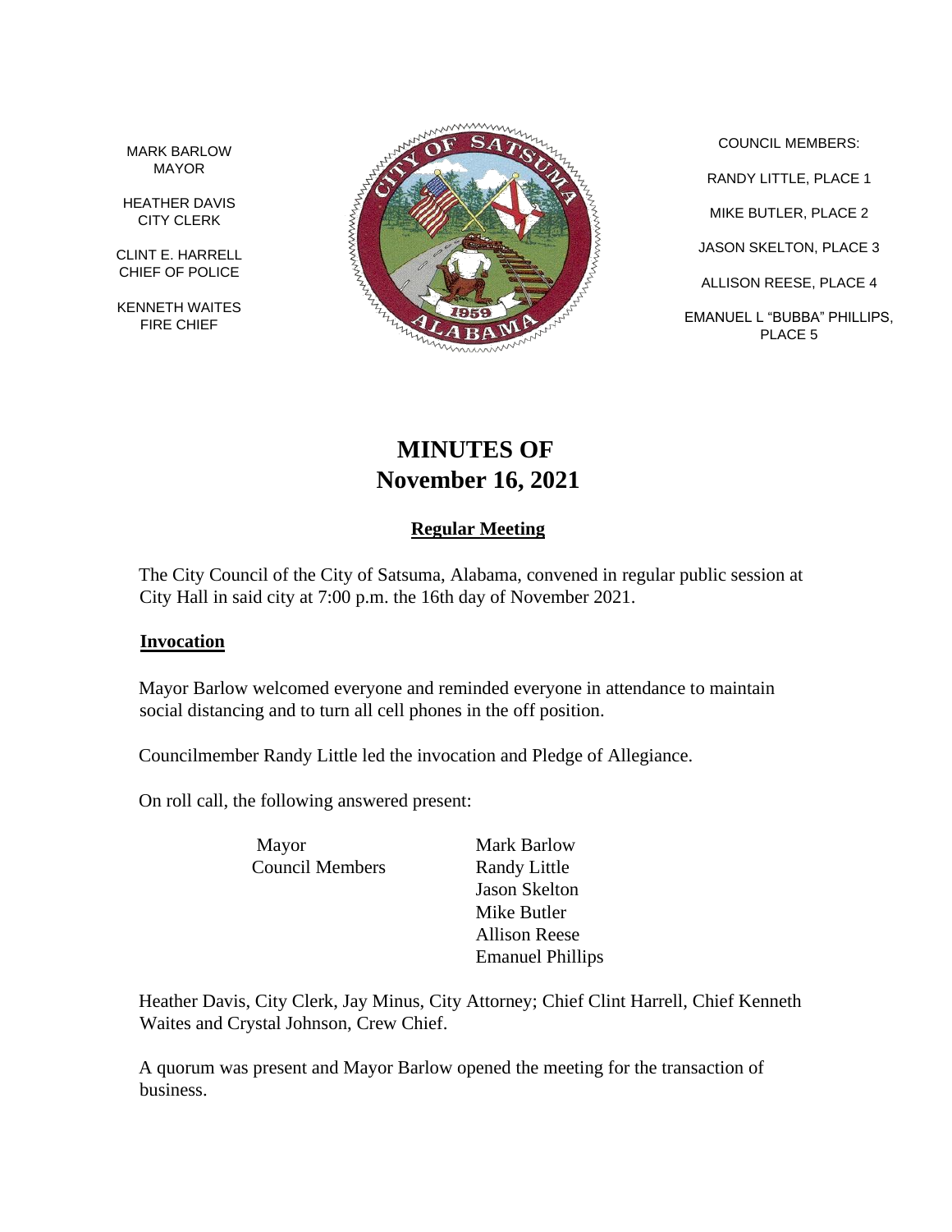MARK BARLOW
MAYOR

HEATHER DAVIS
CITY CLERK

CLINT E. HARRELL
CHIEF OF POLICE

KENNETH WAITES
FIRE CHIEF

COUNCIL MEMBERS:

RANDY LITTLE, PLACE 1

MIKE BUTLER, PLACE 2

JASON SKELTON, PLACE 3

ALLISON REESE, PLACE 4

EMANUEL L "BUBBA" PHILLIPS, PLACE 5

# MINUTES OF
# November 16, 2021

## Regular Meeting

The City Council of the City of Satsuma, Alabama, convened in regular public session at City Hall in said city at 7:00 p.m. the 16th day of November 2021.

### Invocation

Mayor Barlow welcomed everyone and reminded everyone in attendance to maintain social distancing and to turn all cell phones in the off position.

Councilmember Randy Little led the invocation and Pledge of Allegiance.

On roll call, the following answered present:

| | |
|---|---|
| Mayor | Mark Barlow |
| Council Members | Randy Little |
| | Jason Skelton |
| | Mike Butler |
| | Allison Reese |
| | Emanuel Phillips |

Heather Davis, City Clerk, Jay Minus, City Attorney; Chief Clint Harrell, Chief Kenneth Waites and Crystal Johnson, Crew Chief.

A quorum was present and Mayor Barlow opened the meeting for the transaction of business.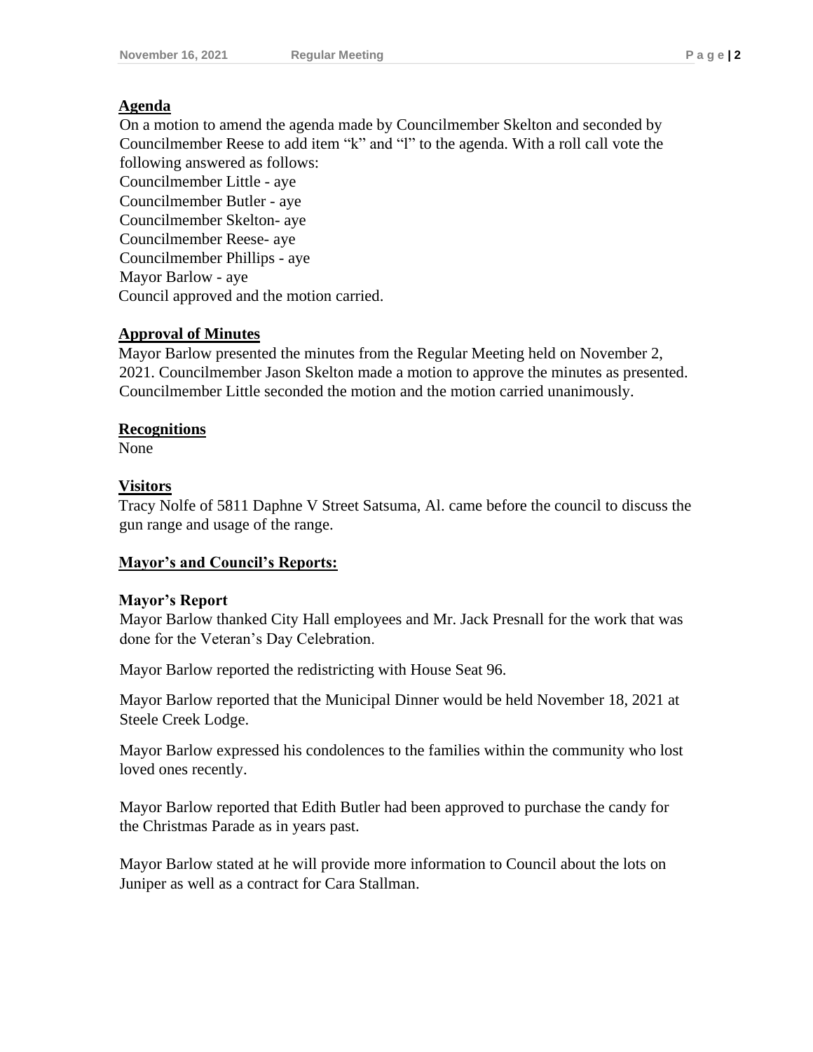## Agenda

On a motion to amend the agenda made by Councilmember Skelton and seconded by Councilmember Reese to add item "k" and "l" to the agenda. With a roll call vote the following answered as follows:

Councilmember Little - aye
Councilmember Butler - aye
Councilmember Skelton- aye
Councilmember Reese- aye
Councilmember Phillips - aye
Mayor Barlow - aye
Council approved and the motion carried.

## Approval of Minutes

Mayor Barlow presented the minutes from the Regular Meeting held on November 2, 2021. Councilmember Jason Skelton made a motion to approve the minutes as presented. Councilmember Little seconded the motion and the motion carried unanimously.

## Recognitions

None

## Visitors

Tracy Nolfe of 5811 Daphne V Street Satsuma, Al. came before the council to discuss the gun range and usage of the range.

## Mayor's and Council's Reports:

### Mayor's Report

Mayor Barlow thanked City Hall employees and Mr. Jack Presnall for the work that was done for the Veteran's Day Celebration.

Mayor Barlow reported the redistricting with House Seat 96.

Mayor Barlow reported that the Municipal Dinner would be held November 18, 2021 at Steele Creek Lodge.

Mayor Barlow expressed his condolences to the families within the community who lost loved ones recently.

Mayor Barlow reported that Edith Butler had been approved to purchase the candy for the Christmas Parade as in years past.

Mayor Barlow stated at he will provide more information to Council about the lots on Juniper as well as a contract for Cara Stallman.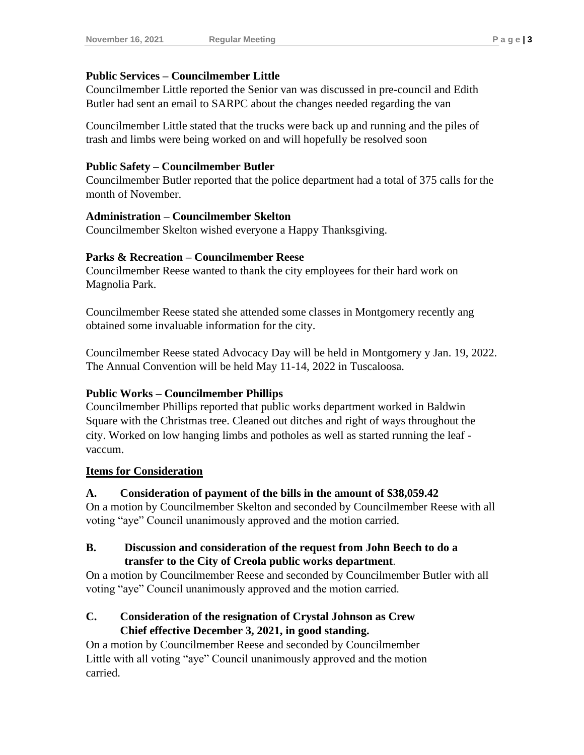**Public Services – Councilmember Little**

Councilmember Little reported the Senior van was discussed in pre-council and Edith Butler had sent an email to SARPC about the changes needed regarding the van

Councilmember Little stated that the trucks were back up and running and the piles of trash and limbs were being worked on and will hopefully be resolved soon

**Public Safety – Councilmember Butler**

Councilmember Butler reported that the police department had a total of 375 calls for the month of November.

**Administration – Councilmember Skelton**

Councilmember Skelton wished everyone a Happy Thanksgiving.

**Parks & Recreation – Councilmember Reese**

Councilmember Reese wanted to thank the city employees for their hard work on Magnolia Park.

Councilmember Reese stated she attended some classes in Montgomery recently ang obtained some invaluable information for the city.

Councilmember Reese stated Advocacy Day will be held in Montgomery y Jan. 19, 2022. The Annual Convention will be held May 11-14, 2022 in Tuscaloosa.

**Public Works – Councilmember Phillips**

Councilmember Phillips reported that public works department worked in Baldwin Square with the Christmas tree. Cleaned out ditches and right of ways throughout the city. Worked on low hanging limbs and potholes as well as started running the leaf - vaccum.

**Items for Consideration**

**A. Consideration of payment of the bills in the amount of $38,059.42**

On a motion by Councilmember Skelton and seconded by Councilmember Reese with all voting "aye" Council unanimously approved and the motion carried.

**B. Discussion and consideration of the request from John Beech to do a transfer to the City of Creola public works department**.

On a motion by Councilmember Reese and seconded by Councilmember Butler with all voting "aye" Council unanimously approved and the motion carried.

**C. Consideration of the resignation of Crystal Johnson as Crew Chief effective December 3, 2021, in good standing.**

On a motion by Councilmember Reese and seconded by Councilmember Little with all voting "aye" Council unanimously approved and the motion carried.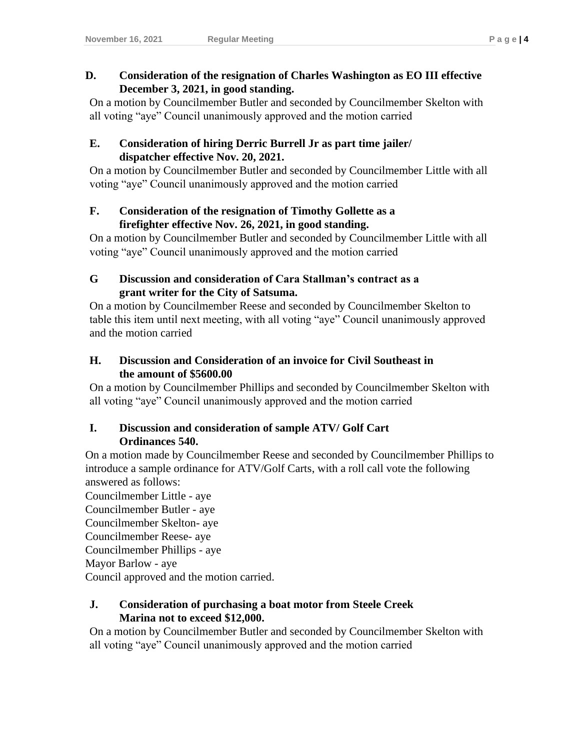**D. Consideration of the resignation of Charles Washington as EO III effective December 3, 2021, in good standing.**

On a motion by Councilmember Butler and seconded by Councilmember Skelton with all voting "aye" Council unanimously approved and the motion carried

**E. Consideration of hiring Derric Burrell Jr as part time jailer/ dispatcher effective Nov. 20, 2021.**

On a motion by Councilmember Butler and seconded by Councilmember Little with all voting "aye" Council unanimously approved and the motion carried

**F. Consideration of the resignation of Timothy Gollette as a firefighter effective Nov. 26, 2021, in good standing.**

On a motion by Councilmember Butler and seconded by Councilmember Little with all voting "aye" Council unanimously approved and the motion carried

**G Discussion and consideration of Cara Stallman's contract as a grant writer for the City of Satsuma.**

On a motion by Councilmember Reese and seconded by Councilmember Skelton to table this item until next meeting, with all voting "aye" Council unanimously approved and the motion carried

**H. Discussion and Consideration of an invoice for Civil Southeast in the amount of $5600.00**

On a motion by Councilmember Phillips and seconded by Councilmember Skelton with all voting "aye" Council unanimously approved and the motion carried

**I. Discussion and consideration of sample ATV/ Golf Cart Ordinances 540.**

On a motion made by Councilmember Reese and seconded by Councilmember Phillips to introduce a sample ordinance for ATV/Golf Carts, with a roll call vote the following answered as follows:

Councilmember Little - aye
Councilmember Butler - aye
Councilmember Skelton- aye
Councilmember Reese- aye
Councilmember Phillips - aye
Mayor Barlow - aye
Council approved and the motion carried.

**J. Consideration of purchasing a boat motor from Steele Creek Marina not to exceed $12,000.**

On a motion by Councilmember Butler and seconded by Councilmember Skelton with all voting "aye" Council unanimously approved and the motion carried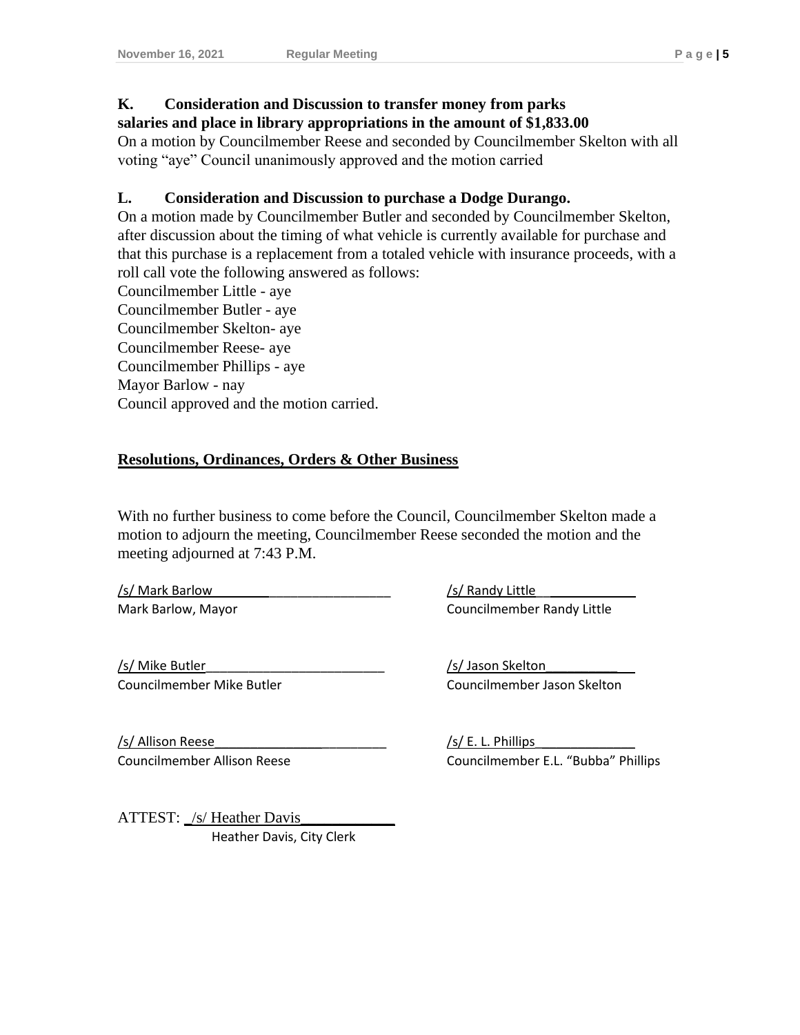**K. Consideration and Discussion to transfer money from parks salaries and place in library appropriations in the amount of $1,833.00**

On a motion by Councilmember Reese and seconded by Councilmember Skelton with all voting "aye" Council unanimously approved and the motion carried

**L. Consideration and Discussion to purchase a Dodge Durango.**

On a motion made by Councilmember Butler and seconded by Councilmember Skelton, after discussion about the timing of what vehicle is currently available for purchase and that this purchase is a replacement from a totaled vehicle with insurance proceeds, with a roll call vote the following answered as follows:

Councilmember Little - aye
Councilmember Butler - aye
Councilmember Skelton- aye
Councilmember Reese- aye
Councilmember Phillips - aye
Mayor Barlow - nay
Council approved and the motion carried.

**Resolutions, Ordinances, Orders & Other Business**

With no further business to come before the Council, Councilmember Skelton made a motion to adjourn the meeting, Councilmember Reese seconded the motion and the meeting adjourned at 7:43 P.M.

/s/ Mark Barlow
Mark Barlow, Mayor

/s/ Randy Little
Councilmember Randy Little

/s/ Mike Butler
Councilmember Mike Butler

/s/ Jason Skelton
Councilmember Jason Skelton

/s/ Allison Reese
Councilmember Allison Reese

/s/ E. L. Phillips
Councilmember E.L. "Bubba" Phillips

ATTEST: /s/ Heather Davis
Heather Davis, City Clerk